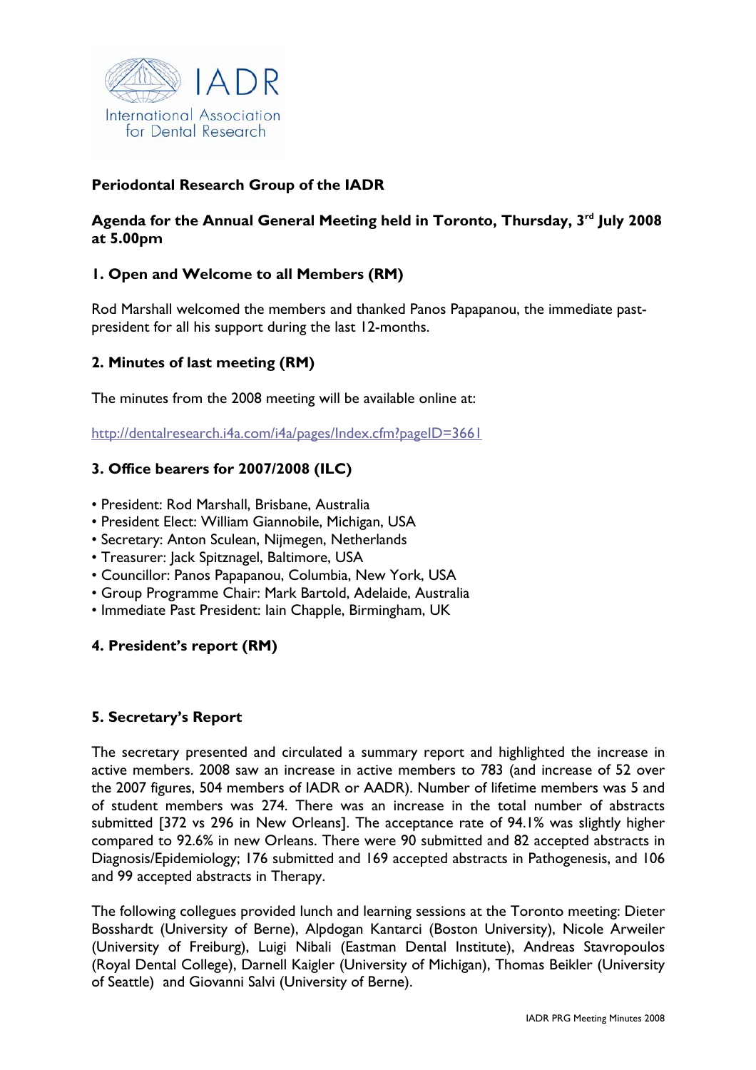IADR

International Association for Dental Research

**Periodontal Research Group of the IADR**

**Agenda for the Annual General Meeting held in Toronto, Thursday, 3rd July 2008 at 5.00pm**

## 1. Open and Welcome to all Members (RM)

Rod Marshall welcomed the members and thanked Panos Papapanou, the immediate past-president for all his support during the last 12-months.

## 2. Minutes of last meeting (RM)

The minutes from the 2008 meeting will be available online at:

http://dentalresearch.i4a.com/i4a/pages/Index.cfm?pageID=3661

## 3. Office bearers for 2007/2008 (ILC)

- President: Rod Marshall, Brisbane, Australia
- President Elect: William Giannobile, Michigan, USA
- Secretary: Anton Sculean, Nijmegen, Netherlands
- Treasurer: Jack Spitznagel, Baltimore, USA
- Councillor: Panos Papapanou, Columbia, New York, USA
- Group Programme Chair: Mark Bartold, Adelaide, Australia
- Immediate Past President: Iain Chapple, Birmingham, UK

## 4. President's report (RM)

## 5. Secretary's Report

The secretary presented and circulated a summary report and highlighted the increase in active members. 2008 saw an increase in active members to 783 (and increase of 52 over the 2007 figures, 504 members of IADR or AADR). Number of lifetime members was 5 and of student members was 274. There was an increase in the total number of abstracts submitted [372 vs 296 in New Orleans]. The acceptance rate of 94.1% was slightly higher compared to 92.6% in new Orleans. There were 90 submitted and 82 accepted abstracts in Diagnosis/Epidemiology; 176 submitted and 169 accepted abstracts in Pathogenesis, and 106 and 99 accepted abstracts in Therapy.

The following collegues provided lunch and learning sessions at the Toronto meeting: Dieter Bosshardt (University of Berne), Alpdogan Kantarci (Boston University), Nicole Arweiler (University of Freiburg), Luigi Nibali (Eastman Dental Institute), Andreas Stavropoulos (Royal Dental College), Darnell Kaigler (University of Michigan), Thomas Beikler (University of Seattle) and Giovanni Salvi (University of Berne).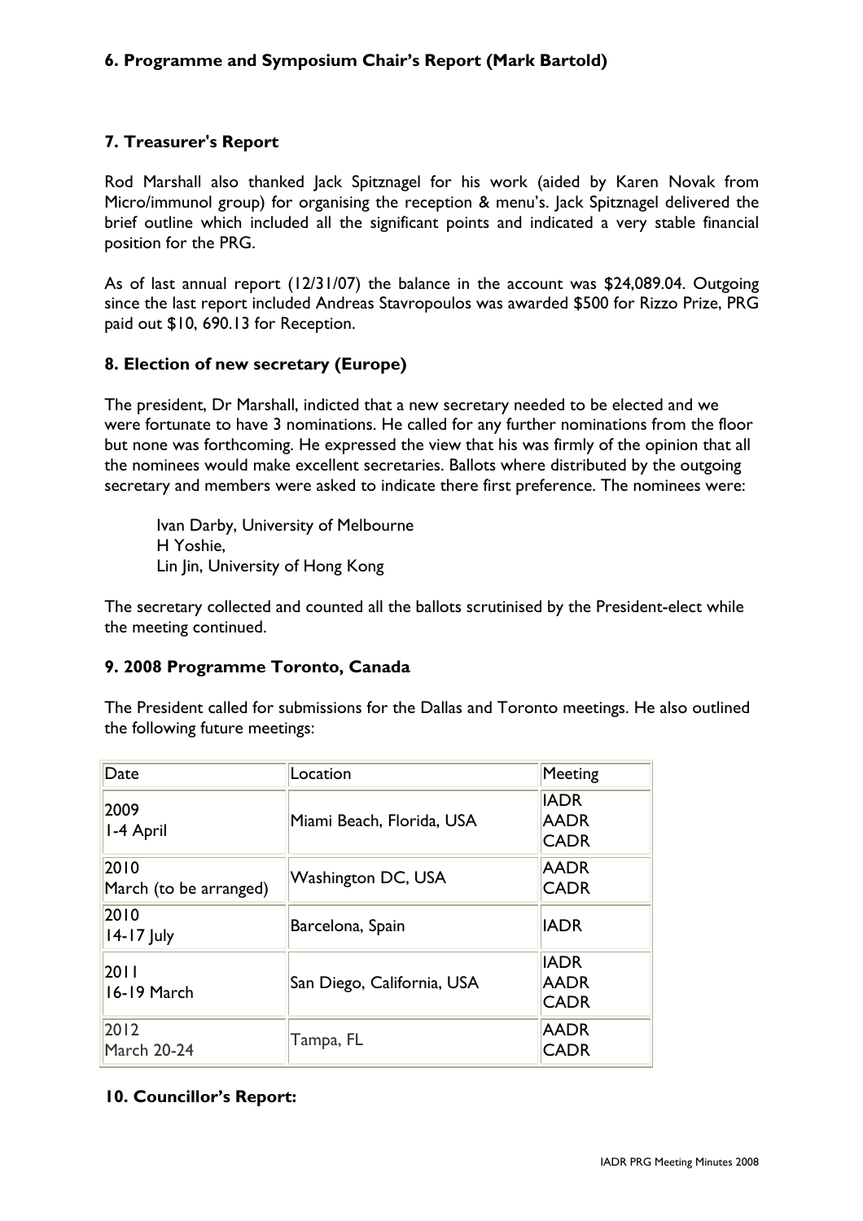### 6. Programme and Symposium Chair's Report (Mark Bartold)

### 7. Treasurer's Report

Rod Marshall also thanked Jack Spitznagel for his work (aided by Karen Novak from Micro/immunol group) for organising the reception & menu's. Jack Spitznagel delivered the brief outline which included all the significant points and indicated a very stable financial position for the PRG.

As of last annual report (12/31/07) the balance in the account was $24,089.04. Outgoing since the last report included Andreas Stavropoulos was awarded $500 for Rizzo Prize, PRG paid out $10, 690.13 for Reception.

### 8. Election of new secretary (Europe)

The president, Dr Marshall, indicted that a new secretary needed to be elected and we were fortunate to have 3 nominations. He called for any further nominations from the floor but none was forthcoming. He expressed the view that his was firmly of the opinion that all the nominees would make excellent secretaries. Ballots where distributed by the outgoing secretary and members were asked to indicate there first preference. The nominees were:

Ivan Darby, University of Melbourne
H Yoshie,
Lin Jin, University of Hong Kong

The secretary collected and counted all the ballots scrutinised by the President-elect while the meeting continued.

### 9. 2008 Programme Toronto, Canada

The President called for submissions for the Dallas and Toronto meetings. He also outlined the following future meetings:

| Date | Location | Meeting |
|---|---|---|
| 2009<br>1-4 April | Miami Beach, Florida, USA | IADR<br>AADR<br>CADR |
| 2010<br>March (to be arranged) | Washington DC, USA | AADR<br>CADR |
| 2010<br>14-17 July | Barcelona, Spain | IADR |
| 2011<br>16-19 March | San Diego, California, USA | IADR<br>AADR<br>CADR |
| 2012<br>March 20-24 | Tampa, FL | AADR<br>CADR |

### 10. Councillor's Report: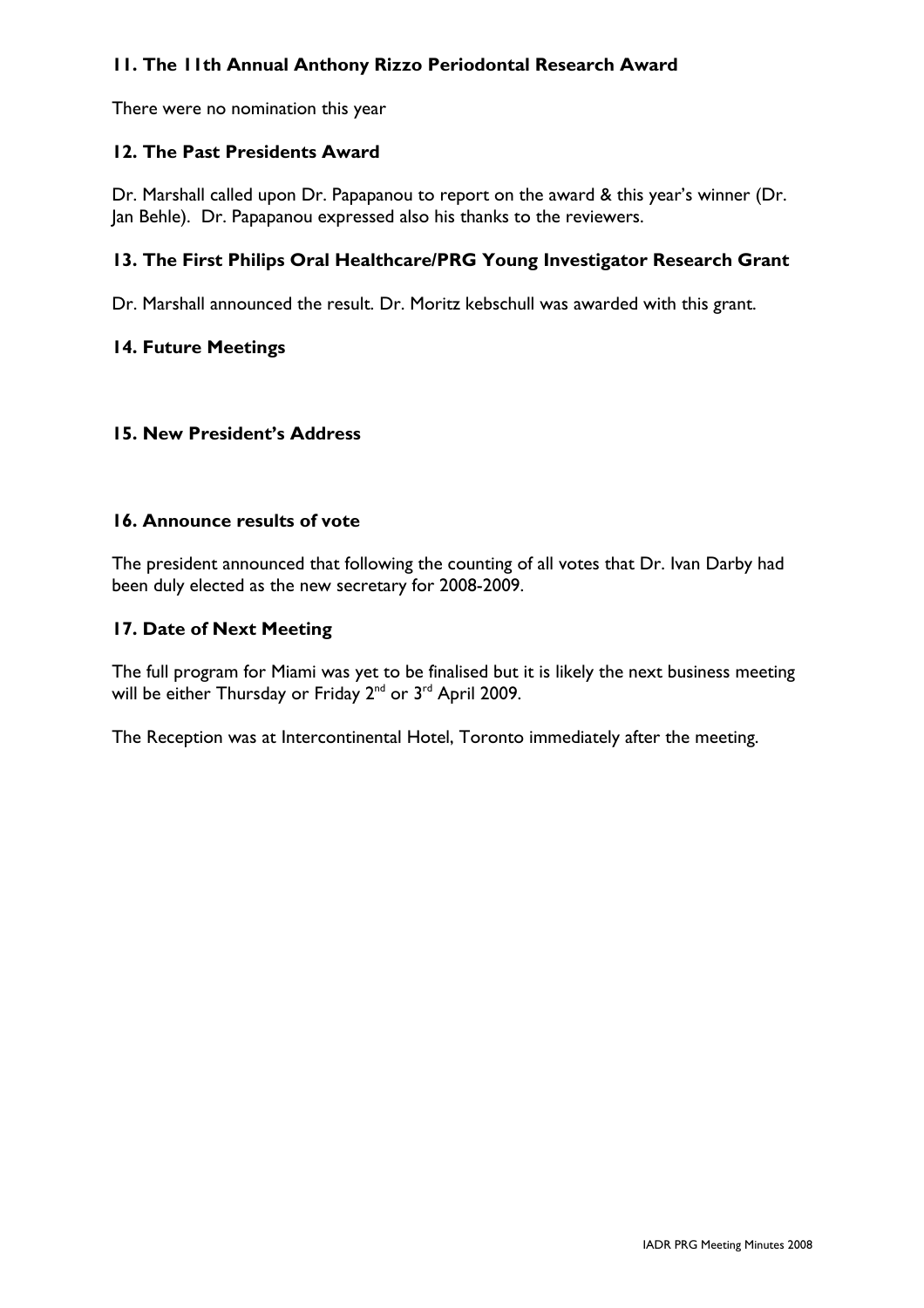### 11. The 11th Annual Anthony Rizzo Periodontal Research Award

There were no nomination this year

### 12. The Past Presidents Award

Dr. Marshall called upon Dr. Papapanou to report on the award & this year's winner (Dr. Jan Behle). Dr. Papapanou expressed also his thanks to the reviewers.

### 13. The First Philips Oral Healthcare/PRG Young Investigator Research Grant

Dr. Marshall announced the result. Dr. Moritz kebschull was awarded with this grant.

### 14. Future Meetings

### 15. New President's Address

### 16. Announce results of vote

The president announced that following the counting of all votes that Dr. Ivan Darby had been duly elected as the new secretary for 2008-2009.

### 17. Date of Next Meeting

The full program for Miami was yet to be finalised but it is likely the next business meeting will be either Thursday or Friday 2nd or 3rd April 2009.

The Reception was at Intercontinental Hotel, Toronto immediately after the meeting.